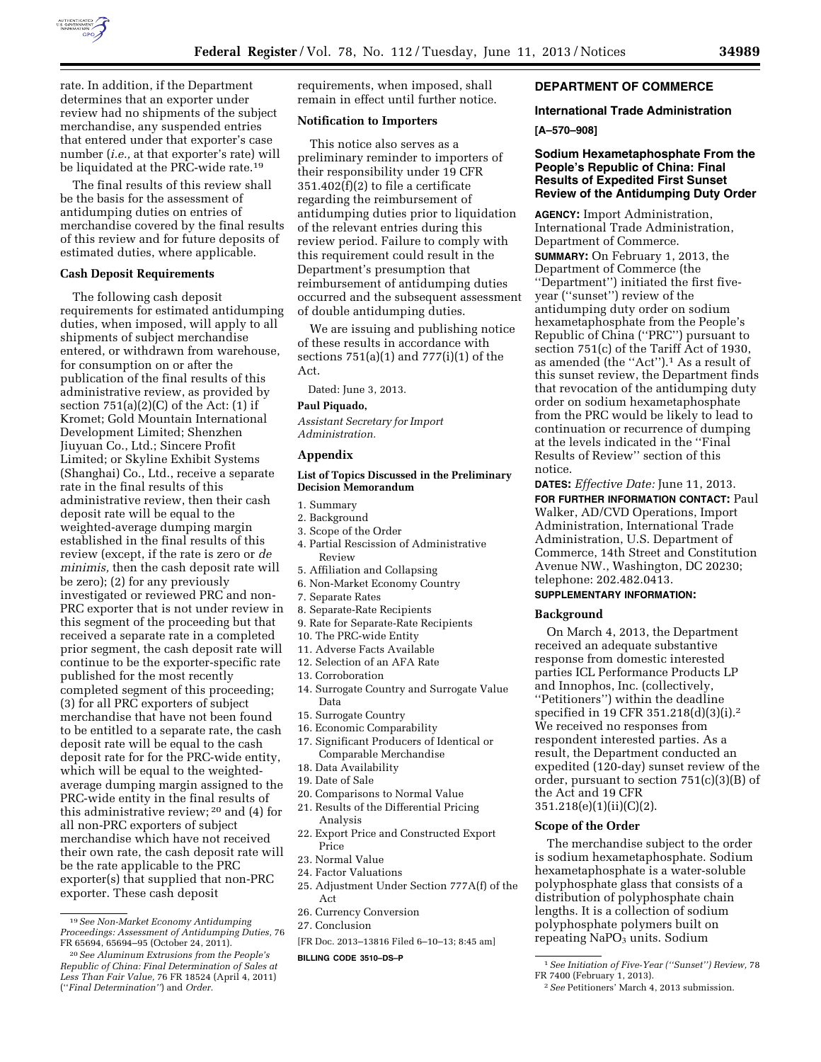rate. In addition, if the Department determines that an exporter under review had no shipments of the subject merchandise, any suspended entries that entered under that exporter's case number (*i.e.,* at that exporter's rate) will be liquidated at the PRC-wide rate.[19]

The final results of this review shall be the basis for the assessment of antidumping duties on entries of merchandise covered by the final results of this review and for future deposits of estimated duties, where applicable.

### Cash Deposit Requirements

The following cash deposit requirements for estimated antidumping duties, when imposed, will apply to all shipments of subject merchandise entered, or withdrawn from warehouse, for consumption on or after the publication of the final results of this administrative review, as provided by section 751(a)(2)(C) of the Act: (1) if Kromet; Gold Mountain International Development Limited; Shenzhen Jiuyuan Co., Ltd.; Sincere Profit Limited; or Skyline Exhibit Systems (Shanghai) Co., Ltd., receive a separate rate in the final results of this administrative review, then their cash deposit rate will be equal to the weighted-average dumping margin established in the final results of this review (except, if the rate is zero or *de minimis,* then the cash deposit rate will be zero); (2) for any previously investigated or reviewed PRC and non-PRC exporter that is not under review in this segment of the proceeding but that received a separate rate in a completed prior segment, the cash deposit rate will continue to be the exporter-specific rate published for the most recently completed segment of this proceeding; (3) for all PRC exporters of subject merchandise that have not been found to be entitled to a separate rate, the cash deposit rate will be equal to the cash deposit rate for for the PRC-wide entity, which will be equal to the weighted-average dumping margin assigned to the PRC-wide entity in the final results of this administrative review;[20] and (4) for all non-PRC exporters of subject merchandise which have not received their own rate, the cash deposit rate will be the rate applicable to the PRC exporter(s) that supplied that non-PRC exporter. These cash deposit requirements, when imposed, shall remain in effect until further notice.

### Notification to Importers

This notice also serves as a preliminary reminder to importers of their responsibility under 19 CFR 351.402(f)(2) to file a certificate regarding the reimbursement of antidumping duties prior to liquidation of the relevant entries during this review period. Failure to comply with this requirement could result in the Department's presumption that reimbursement of antidumping duties occurred and the subsequent assessment of double antidumping duties.

We are issuing and publishing notice of these results in accordance with sections 751(a)(1) and 777(i)(1) of the Act.

Dated: June 3, 2013.

**Paul Piquado,**

*Assistant Secretary for Import Administration.*

## Appendix

### List of Topics Discussed in the Preliminary Decision Memorandum

1. Summary
2. Background
3. Scope of the Order
4. Partial Rescission of Administrative Review
5. Affiliation and Collapsing
6. Non-Market Economy Country
7. Separate Rates
8. Separate-Rate Recipients
9. Rate for Separate-Rate Recipients
10. The PRC-wide Entity
11. Adverse Facts Available
12. Selection of an AFA Rate
13. Corroboration
14. Surrogate Country and Surrogate Value Data
15. Surrogate Country
16. Economic Comparability
17. Significant Producers of Identical or Comparable Merchandise
18. Data Availability
19. Date of Sale
20. Comparisons to Normal Value
21. Results of the Differential Pricing Analysis
22. Export Price and Constructed Export Price
23. Normal Value
24. Factor Valuations
25. Adjustment Under Section 777A(f) of the Act
26. Currency Conversion
27. Conclusion

[FR Doc. 2013–13816 Filed 6–10–13; 8:45 am]

**BILLING CODE 3510–DS–P**

[19] *See Non-Market Economy Antidumping Proceedings: Assessment of Antidumping Duties,* 76 FR 65694, 65694–95 (October 24, 2011).

[20] *See Aluminum Extrusions from the People's Republic of China: Final Determination of Sales at Less Than Fair Value,* 76 FR 18524 (April 4, 2011) (''*Final Determination''*) and *Order.*

## DEPARTMENT OF COMMERCE

### International Trade Administration

**[A–570–908]**

### Sodium Hexametaphosphate From the People's Republic of China: Final Results of Expedited First Sunset Review of the Antidumping Duty Order

**AGENCY:** Import Administration, International Trade Administration, Department of Commerce.

**SUMMARY:** On February 1, 2013, the Department of Commerce (the ''Department'') initiated the first five-year (''sunset'') review of the antidumping duty order on sodium hexametaphosphate from the People's Republic of China (''PRC'') pursuant to section 751(c) of the Tariff Act of 1930, as amended (the ''Act'').[1] As a result of this sunset review, the Department finds that revocation of the antidumping duty order on sodium hexametaphosphate from the PRC would be likely to lead to continuation or recurrence of dumping at the levels indicated in the ''Final Results of Review'' section of this notice.

**DATES:** *Effective Date:* June 11, 2013.

**FOR FURTHER INFORMATION CONTACT:** Paul Walker, AD/CVD Operations, Import Administration, International Trade Administration, U.S. Department of Commerce, 14th Street and Constitution Avenue NW., Washington, DC 20230; telephone: 202.482.0413.

**SUPPLEMENTARY INFORMATION:**

### Background

On March 4, 2013, the Department received an adequate substantive response from domestic interested parties ICL Performance Products LP and Innophos, Inc. (collectively, ''Petitioners'') within the deadline specified in 19 CFR 351.218(d)(3)(i).[2] We received no responses from respondent interested parties. As a result, the Department conducted an expedited (120-day) sunset review of the order, pursuant to section 751(c)(3)(B) of the Act and 19 CFR 351.218(e)(1)(ii)(C)(2).

### Scope of the Order

The merchandise subject to the order is sodium hexametaphosphate. Sodium hexametaphosphate is a water-soluble polyphosphate glass that consists of a distribution of polyphosphate chain lengths. It is a collection of sodium polyphosphate polymers built on repeating $NaPO_3$ units. Sodium

[1] *See Initiation of Five-Year (''Sunset'') Review,* 78 FR 7400 (February 1, 2013).

[2] *See* Petitioners' March 4, 2013 submission.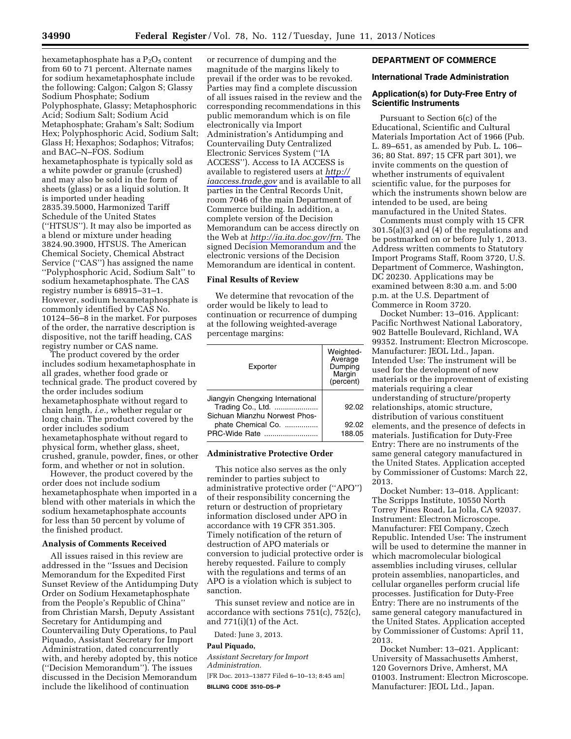hexametaphosphate has a $P_2O_5$ content from 60 to 71 percent. Alternate names for sodium hexametaphosphate include the following: Calgon; Calgon S; Glassy Sodium Phosphate; Sodium Polyphosphate, Glassy; Metaphosphoric Acid; Sodium Salt; Sodium Acid Metaphosphate; Graham's Salt; Sodium Hex; Polyphosphoric Acid, Sodium Salt; Glass H; Hexaphos; Sodaphos; Vitrafos; and BAC–N–FOS. Sodium hexametaphosphate is typically sold as a white powder or granule (crushed) and may also be sold in the form of sheets (glass) or as a liquid solution. It is imported under heading 2835.39.5000, Harmonized Tariff Schedule of the United States (''HTSUS''). It may also be imported as a blend or mixture under heading 3824.90.3900, HTSUS. The American Chemical Society, Chemical Abstract Service (''CAS'') has assigned the name ''Polyphosphoric Acid, Sodium Salt'' to sodium hexametaphosphate. The CAS registry number is 68915–31–1. However, sodium hexametaphosphate is commonly identified by CAS No. 10124–56–8 in the market. For purposes of the order, the narrative description is dispositive, not the tariff heading, CAS registry number or CAS name.

The product covered by the order includes sodium hexametaphosphate in all grades, whether food grade or technical grade. The product covered by the order includes sodium hexametaphosphate without regard to chain length, *i.e.,* whether regular or long chain. The product covered by the order includes sodium hexametaphosphate without regard to physical form, whether glass, sheet, crushed, granule, powder, fines, or other form, and whether or not in solution.

However, the product covered by the order does not include sodium hexametaphosphate when imported in a blend with other materials in which the sodium hexametaphosphate accounts for less than 50 percent by volume of the finished product.

**Analysis of Comments Received**

All issues raised in this review are addressed in the ''Issues and Decision Memorandum for the Expedited First Sunset Review of the Antidumping Duty Order on Sodium Hexametaphosphate from the People's Republic of China'' from Christian Marsh, Deputy Assistant Secretary for Antidumping and Countervailing Duty Operations, to Paul Piquado, Assistant Secretary for Import Administration, dated concurrently with, and hereby adopted by, this notice (''Decision Memorandum''). The issues discussed in the Decision Memorandum include the likelihood of continuation or recurrence of dumping and the magnitude of the margins likely to prevail if the order was to be revoked. Parties may find a complete discussion of all issues raised in the review and the corresponding recommendations in this public memorandum which is on file electronically via Import Administration's Antidumping and Countervailing Duty Centralized Electronic Services System (''IA ACCESS''). Access to IA ACCESS is available to registered users at *http://iaaccess.trade.gov* and is available to all parties in the Central Records Unit, room 7046 of the main Department of Commerce building. In addition, a complete version of the Decision Memorandum can be access directly on the Web at *http://ia.ita.doc.gov/frn.* The signed Decision Memorandum and the electronic versions of the Decision Memorandum are identical in content.

**Final Results of Review**

We determine that revocation of the order would be likely to lead to continuation or recurrence of dumping at the following weighted-average percentage margins:

| Exporter | Weighted-Average Dumping Margin (percent) |
|---|---|
| Jiangyin Chengxing International Trading Co., Ltd. | 92.02 |
| Sichuan Mianzhu Norwest Phosphate Chemical Co. | 92.02 |
| PRC-Wide Rate | 188.05 |

**Administrative Protective Order**

This notice also serves as the only reminder to parties subject to administrative protective order (''APO'') of their responsibility concerning the return or destruction of proprietary information disclosed under APO in accordance with 19 CFR 351.305. Timely notification of the return of destruction of APO materials or conversion to judicial protective order is hereby requested. Failure to comply with the regulations and terms of an APO is a violation which is subject to sanction.

This sunset review and notice are in accordance with sections 751(c), 752(c), and 771(i)(1) of the Act.

Dated: June 3, 2013.

**Paul Piquado,**

*Assistant Secretary for Import Administration.*

[FR Doc. 2013–13877 Filed 6–10–13; 8:45 am]

**BILLING CODE 3510–DS–P**

## DEPARTMENT OF COMMERCE

### International Trade Administration

### Application(s) for Duty-Free Entry of Scientific Instruments

Pursuant to Section 6(c) of the Educational, Scientific and Cultural Materials Importation Act of 1966 (Pub. L. 89–651, as amended by Pub. L. 106–36; 80 Stat. 897; 15 CFR part 301), we invite comments on the question of whether instruments of equivalent scientific value, for the purposes for which the instruments shown below are intended to be used, are being manufactured in the United States.

Comments must comply with 15 CFR 301.5(a)(3) and (4) of the regulations and be postmarked on or before July 1, 2013. Address written comments to Statutory Import Programs Staff, Room 3720, U.S. Department of Commerce, Washington, DC 20230. Applications may be examined between 8:30 a.m. and 5:00 p.m. at the U.S. Department of Commerce in Room 3720.

Docket Number: 13–016. Applicant: Pacific Northwest National Laboratory, 902 Battelle Boulevard, Richland, WA 99352. Instrument: Electron Microscope. Manufacturer: JEOL Ltd., Japan. Intended Use: The instrument will be used for the development of new materials or the improvement of existing materials requiring a clear understanding of structure/property relationships, atomic structure, distribution of various constituent elements, and the presence of defects in materials. Justification for Duty-Free Entry: There are no instruments of the same general category manufactured in the United States. Application accepted by Commissioner of Customs: March 22, 2013.

Docket Number: 13–018. Applicant: The Scripps Institute, 10550 North Torrey Pines Road, La Jolla, CA 92037. Instrument: Electron Microscope. Manufacturer: FEI Company, Czech Republic. Intended Use: The instrument will be used to determine the manner in which macromolecular biological assemblies including viruses, cellular protein assemblies, nanoparticles, and cellular organelles perform crucial life processes. Justification for Duty-Free Entry: There are no instruments of the same general category manufactured in the United States. Application accepted by Commissioner of Customs: April 11, 2013.

Docket Number: 13–021. Applicant: University of Massachusetts Amherst, 120 Governors Drive, Amherst, MA 01003. Instrument: Electron Microscope. Manufacturer: JEOL Ltd., Japan.